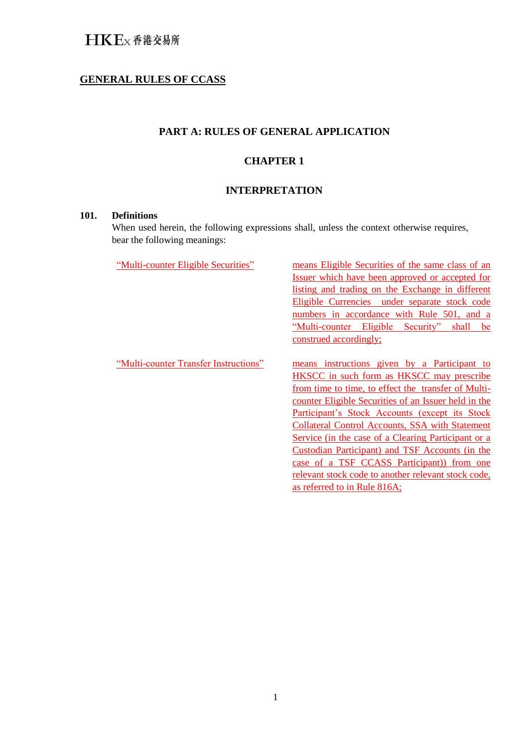**GENERAL RULES OF CCASS**

## PART A: RULES OF GENERAL APPLICATION

## CHAPTER 1

## INTERPRETATION

**101. Definitions**

When used herein, the following expressions shall, unless the context otherwise requires, bear the following meanings:

| | |
|---|---|
| "Multi-counter Eligible Securities" | means Eligible Securities of the same class of an Issuer which have been approved or accepted for listing and trading on the Exchange in different Eligible Currencies under separate stock code numbers in accordance with Rule 501, and a "Multi-counter Eligible Security" shall be construed accordingly; |
| "Multi-counter Transfer Instructions" | means instructions given by a Participant to HKSCC in such form as HKSCC may prescribe from time to time, to effect the transfer of Multi-counter Eligible Securities of an Issuer held in the Participant's Stock Accounts (except its Stock Collateral Control Accounts, SSA with Statement Service (in the case of a Clearing Participant or a Custodian Participant) and TSF Accounts (in the case of a TSF CCASS Participant)) from one relevant stock code to another relevant stock code, as referred to in Rule 816A; |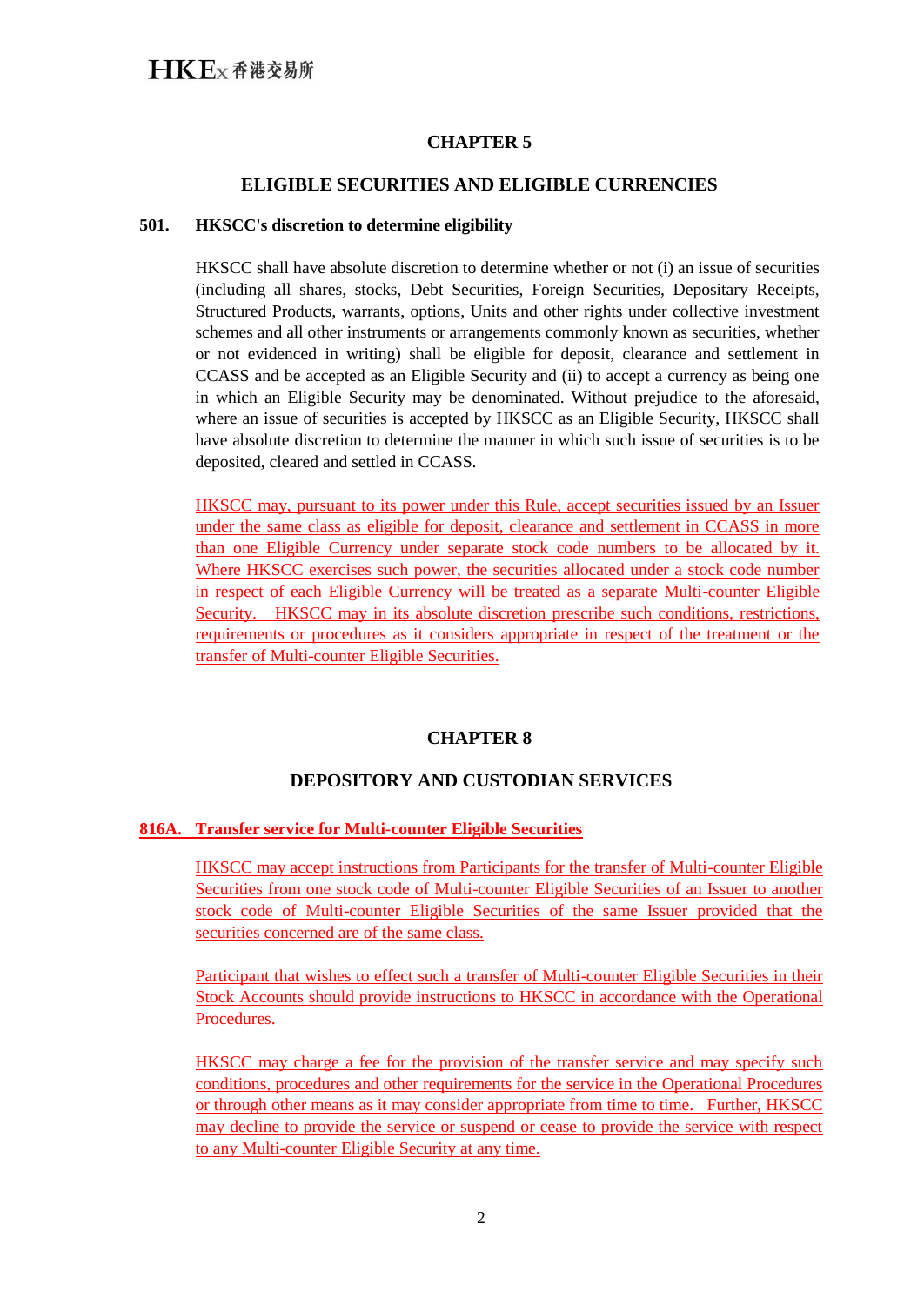# CHAPTER 5

## ELIGIBLE SECURITIES AND ELIGIBLE CURRENCIES

### 501. HKSCC's discretion to determine eligibility

HKSCC shall have absolute discretion to determine whether or not (i) an issue of securities (including all shares, stocks, Debt Securities, Foreign Securities, Depositary Receipts, Structured Products, warrants, options, Units and other rights under collective investment schemes and all other instruments or arrangements commonly known as securities, whether or not evidenced in writing) shall be eligible for deposit, clearance and settlement in CCASS and be accepted as an Eligible Security and (ii) to accept a currency as being one in which an Eligible Security may be denominated. Without prejudice to the aforesaid, where an issue of securities is accepted by HKSCC as an Eligible Security, HKSCC shall have absolute discretion to determine the manner in which such issue of securities is to be deposited, cleared and settled in CCASS.

HKSCC may, pursuant to its power under this Rule, accept securities issued by an Issuer under the same class as eligible for deposit, clearance and settlement in CCASS in more than one Eligible Currency under separate stock code numbers to be allocated by it. Where HKSCC exercises such power, the securities allocated under a stock code number in respect of each Eligible Currency will be treated as a separate Multi-counter Eligible Security. HKSCC may in its absolute discretion prescribe such conditions, restrictions, requirements or procedures as it considers appropriate in respect of the treatment or the transfer of Multi-counter Eligible Securities.

# CHAPTER 8

## DEPOSITORY AND CUSTODIAN SERVICES

### 816A. Transfer service for Multi-counter Eligible Securities

HKSCC may accept instructions from Participants for the transfer of Multi-counter Eligible Securities from one stock code of Multi-counter Eligible Securities of an Issuer to another stock code of Multi-counter Eligible Securities of the same Issuer provided that the securities concerned are of the same class.

Participant that wishes to effect such a transfer of Multi-counter Eligible Securities in their Stock Accounts should provide instructions to HKSCC in accordance with the Operational Procedures.

HKSCC may charge a fee for the provision of the transfer service and may specify such conditions, procedures and other requirements for the service in the Operational Procedures or through other means as it may consider appropriate from time to time. Further, HKSCC may decline to provide the service or suspend or cease to provide the service with respect to any Multi-counter Eligible Security at any time.